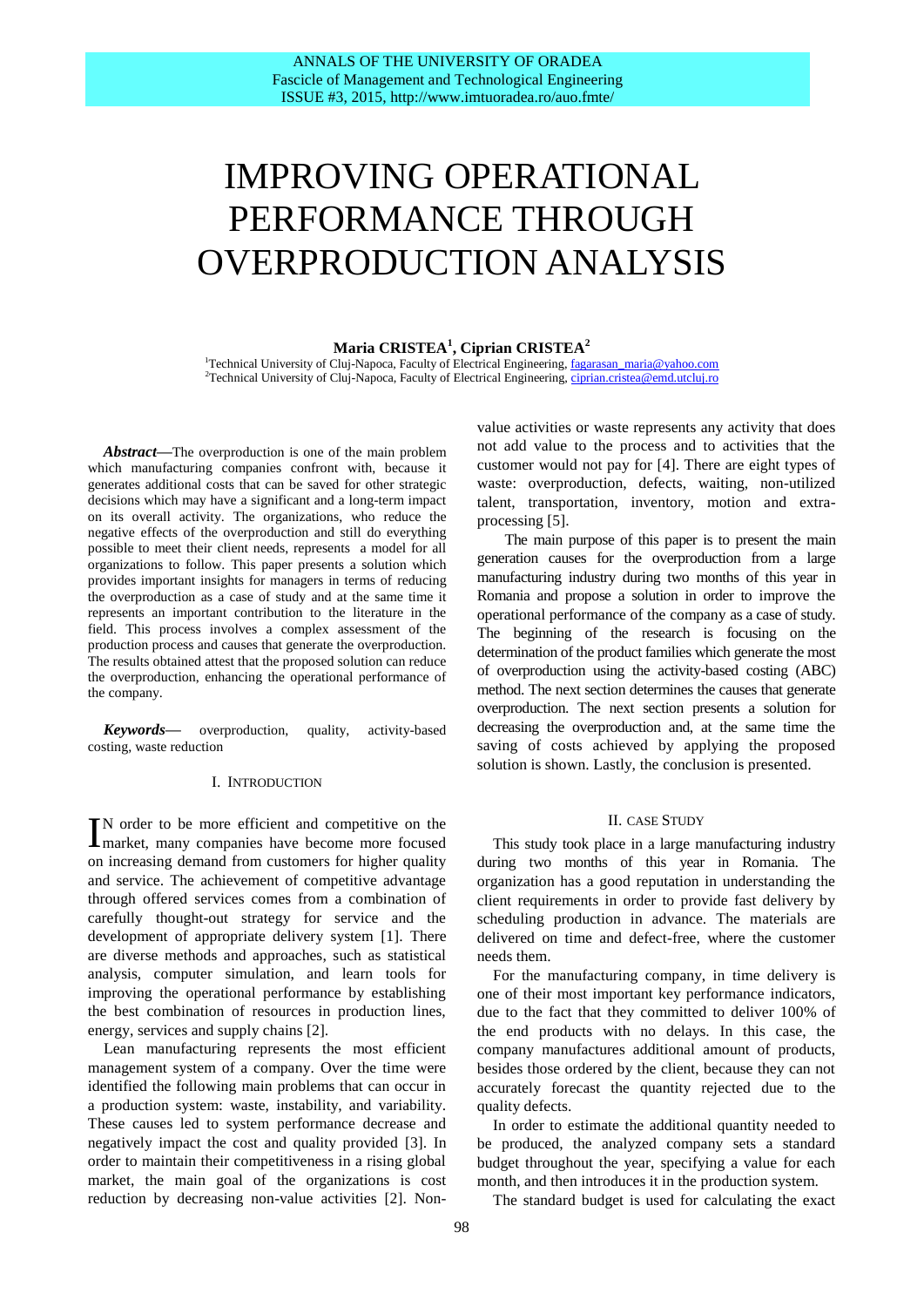# IMPROVING OPERATIONAL PERFORMANCE THROUGH OVERPRODUCTION ANALYSIS

**Maria CRISTEA[1], Ciprian CRISTEA[2]**

[1]Technical University of Cluj-Napoca, Faculty of Electrical Engineering, fagarasan_maria@yahoo.com
[2]Technical University of Cluj-Napoca, Faculty of Electrical Engineering, ciprian.cristea@emd.utcluj.ro

***Abstract*****—**The overproduction is one of the main problem which manufacturing companies confront with, because it generates additional costs that can be saved for other strategic decisions which may have a significant and a long-term impact on its overall activity. The organizations, who reduce the negative effects of the overproduction and still do everything possible to meet their client needs, represents a model for all organizations to follow. This paper presents a solution which provides important insights for managers in terms of reducing the overproduction as a case of study and at the same time it represents an important contribution to the literature in the field. This process involves a complex assessment of the production process and causes that generate the overproduction. The results obtained attest that the proposed solution can reduce the overproduction, enhancing the operational performance of the company.

***Keywords*****—** overproduction, quality, activity-based costing, waste reduction

## I. INTRODUCTION

In order to be more efficient and competitive on the market, many companies have become more focused on increasing demand from customers for higher quality and service. The achievement of competitive advantage through offered services comes from a combination of carefully thought-out strategy for service and the development of appropriate delivery system [1]. There are diverse methods and approaches, such as statistical analysis, computer simulation, and learn tools for improving the operational performance by establishing the best combination of resources in production lines, energy, services and supply chains [2].

Lean manufacturing represents the most efficient management system of a company. Over the time were identified the following main problems that can occur in a production system: waste, instability, and variability. These causes led to system performance decrease and negatively impact the cost and quality provided [3]. In order to maintain their competitiveness in a rising global market, the main goal of the organizations is cost reduction by decreasing non-value activities [2]. Non-value activities or waste represents any activity that does not add value to the process and to activities that the customer would not pay for [4]. There are eight types of waste: overproduction, defects, waiting, non-utilized talent, transportation, inventory, motion and extra-processing [5].

The main purpose of this paper is to present the main generation causes for the overproduction from a large manufacturing industry during two months of this year in Romania and propose a solution in order to improve the operational performance of the company as a case of study. The beginning of the research is focusing on the determination of the product families which generate the most of overproduction using the activity-based costing (ABC) method. The next section determines the causes that generate overproduction. The next section presents a solution for decreasing the overproduction and, at the same time the saving of costs achieved by applying the proposed solution is shown. Lastly, the conclusion is presented.

## II. CASE STUDY

This study took place in a large manufacturing industry during two months of this year in Romania. The organization has a good reputation in understanding the client requirements in order to provide fast delivery by scheduling production in advance. The materials are delivered on time and defect-free, where the customer needs them.

For the manufacturing company, in time delivery is one of their most important key performance indicators, due to the fact that they committed to deliver 100% of the end products with no delays. In this case, the company manufactures additional amount of products, besides those ordered by the client, because they can not accurately forecast the quantity rejected due to the quality defects.

In order to estimate the additional quantity needed to be produced, the analyzed company sets a standard budget throughout the year, specifying a value for each month, and then introduces it in the production system.

The standard budget is used for calculating the exact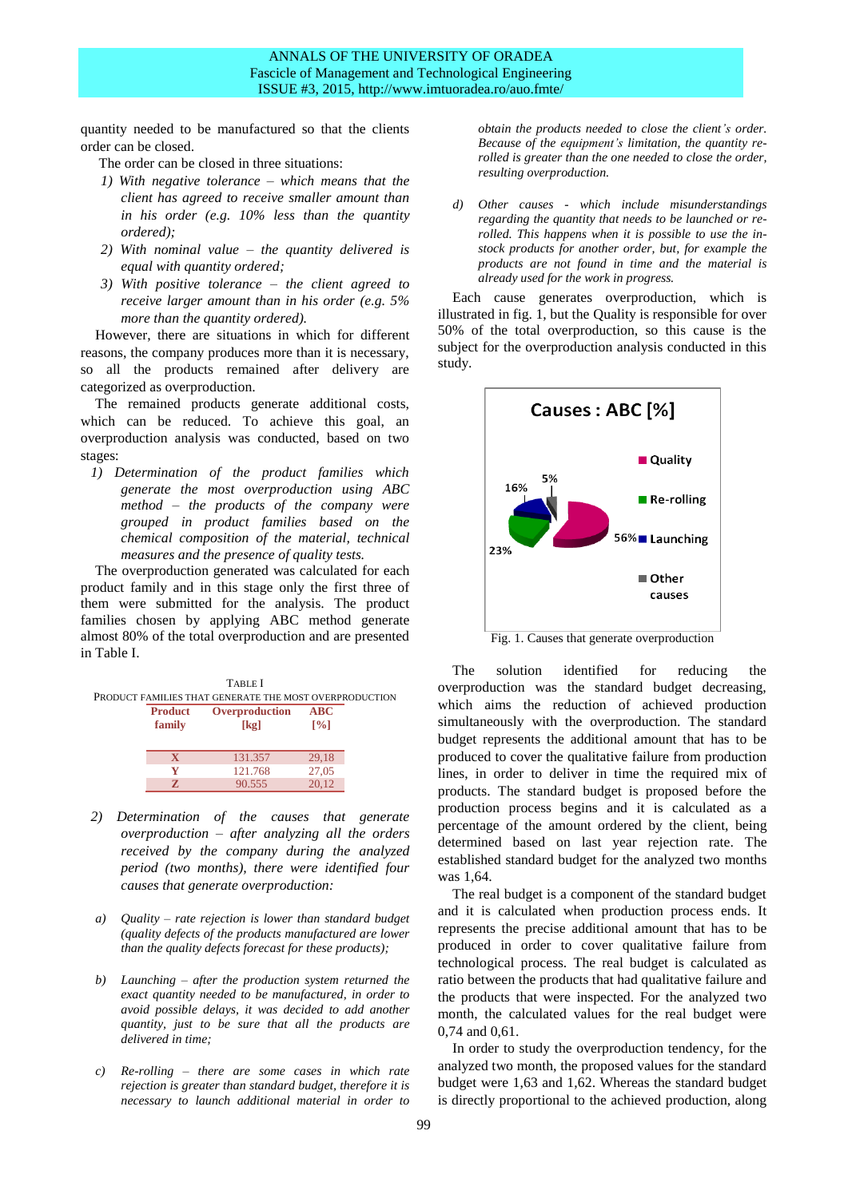quantity needed to be manufactured so that the clients order can be closed.

The order can be closed in three situations:

1) *With negative tolerance – which means that the client has agreed to receive smaller amount than in his order (e.g. 10% less than the quantity ordered);*
2) *With nominal value – the quantity delivered is equal with quantity ordered;*
3) *With positive tolerance – the client agreed to receive larger amount than in his order (e.g. 5% more than the quantity ordered).*

However, there are situations in which for different reasons, the company produces more than it is necessary, so all the products remained after delivery are categorized as overproduction.

The remained products generate additional costs, which can be reduced. To achieve this goal, an overproduction analysis was conducted, based on two stages:

1) *Determination of the product families which generate the most overproduction using ABC method – the products of the company were grouped in product families based on the chemical composition of the material, technical measures and the presence of quality tests.*

The overproduction generated was calculated for each product family and in this stage only the first three of them were submitted for the analysis. The product families chosen by applying ABC method generate almost 80% of the total overproduction and are presented in Table I.

TABLE I
PRODUCT FAMILIES THAT GENERATE THE MOST OVERPRODUCTION

| Product family | Overproduction [kg] | ABC [%] |
|---|---|---|
| X | 131.357 | 29,18 |
| Y | 121.768 | 27,05 |
| Z | 90.555 | 20,12 |

2) *Determination of the causes that generate overproduction – after analyzing all the orders received by the company during the analyzed period (two months), there were identified four causes that generate overproduction:*

a) *Quality – rate rejection is lower than standard budget (quality defects of the products manufactured are lower than the quality defects forecast for these products);*

b) *Launching – after the production system returned the exact quantity needed to be manufactured, in order to avoid possible delays, it was decided to add another quantity, just to be sure that all the products are delivered in time;*

c) *Re-rolling – there are some cases in which rate rejection is greater than standard budget, therefore it is necessary to launch additional material in order to obtain the products needed to close the client's order. Because of the equipment's limitation, the quantity re-rolled is greater than the one needed to close the order, resulting overproduction.*

d) *Other causes - which include misunderstandings regarding the quantity that needs to be launched or re-rolled. This happens when it is possible to use the in-stock products for another order, but, for example the products are not found in time and the material is already used for the work in progress.*

Each cause generates overproduction, which is illustrated in fig. 1, but the Quality is responsible for over 50% of the total overproduction, so this cause is the subject for the overproduction analysis conducted in this study.

Fig. 1. Causes that generate overproduction

The solution identified for reducing the overproduction was the standard budget decreasing, which aims the reduction of achieved production simultaneously with the overproduction. The standard budget represents the additional amount that has to be produced to cover the qualitative failure from production lines, in order to deliver in time the required mix of products. The standard budget is proposed before the production process begins and it is calculated as a percentage of the amount ordered by the client, being determined based on last year rejection rate. The established standard budget for the analyzed two months was 1,64.

The real budget is a component of the standard budget and it is calculated when production process ends. It represents the precise additional amount that has to be produced in order to cover qualitative failure from technological process. The real budget is calculated as ratio between the products that had qualitative failure and the products that were inspected. For the analyzed two month, the calculated values for the real budget were 0,74 and 0,61.

In order to study the overproduction tendency, for the analyzed two month, the proposed values for the standard budget were 1,63 and 1,62. Whereas the standard budget is directly proportional to the achieved production, along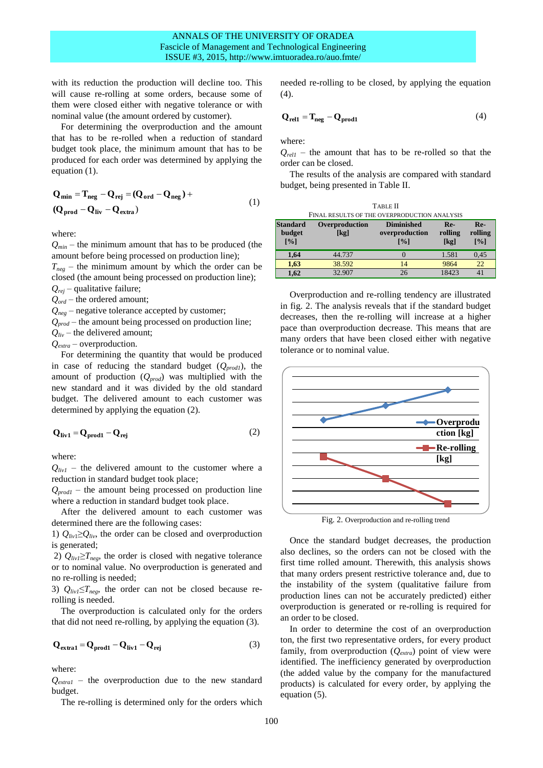with its reduction the production will decline too. This will cause re-rolling at some orders, because some of them were closed either with negative tolerance or with nominal value (the amount ordered by customer).

For determining the overproduction and the amount that has to be re-rolled when a reduction of standard budget took place, the minimum amount that has to be produced for each order was determined by applying the equation (1).

$$\mathbf{Q_{min} = T_{neg} - Q_{rej} = (Q_{ord} - Q_{neg}) + (Q_{prod} - Q_{liv} - Q_{extra})} \quad (1)$$

where:

$Q_{min}$ – the minimum amount that has to be produced (the amount before being processed on production line);

$T_{neg}$ – the minimum amount by which the order can be closed (the amount being processed on production line);

$Q_{rej}$ – qualitative failure;

$Q_{ord}$ – the ordered amount;

$Q_{neg}$ – negative tolerance accepted by customer;

$Q_{prod}$ – the amount being processed on production line;

$Q_{liv}$ – the delivered amount;

$Q_{extra}$ – overproduction.

For determining the quantity that would be produced in case of reducing the standard budget ($Q_{prod1}$), the amount of production ($Q_{prod}$) was multiplied with the new standard and it was divided by the old standard budget. The delivered amount to each customer was determined by applying the equation (2).

$$\mathbf{Q_{liv1} = Q_{prod1} - Q_{rej}} \quad (2)$$

where:

$Q_{liv1}$ – the delivered amount to the customer where a reduction in standard budget took place;

$Q_{prod1}$ – the amount being processed on production line where a reduction in standard budget took place.

After the delivered amount to each customer was determined there are the following cases:

1) $Q_{liv1} \geq Q_{liv}$, the order can be closed and overproduction is generated;

2) $Q_{liv1} \geq T_{neg}$, the order is closed with negative tolerance or to nominal value. No overproduction is generated and no re-rolling is needed;

3) $Q_{liv1} \leq T_{neg}$, the order can not be closed because re-rolling is needed.

The overproduction is calculated only for the orders that did not need re-rolling, by applying the equation (3).

$$\mathbf{Q_{extra1} = Q_{prod1} - Q_{liv1} - Q_{rej}} \quad (3)$$

where:

$Q_{extra1}$ – the overproduction due to the new standard budget.

The re-rolling is determined only for the orders which needed re-rolling to be closed, by applying the equation (4).

$$\mathbf{Q_{rel1} = T_{neg} - Q_{prod1}} \quad (4)$$

where:

$Q_{rel1}$ – the amount that has to be re-rolled so that the order can be closed.

The results of the analysis are compared with standard budget, being presented in Table II.

TABLE II
FINAL RESULTS OF THE OVERPRODUCTION ANALYSIS

| Standard budget [%] | Overproduction [kg] | Diminished overproduction [%] | Re-rolling [kg] | Re-rolling [%] |
|---|---|---|---|---|
| **1,64** | 44.737 | 0 | 1.581 | 0,45 |
| **1,63** | 38.592 | 14 | 9864 | 22 |
| **1,62** | 32.907 | 26 | 18423 | 41 |

Overproduction and re-rolling tendency are illustrated in fig. 2. The analysis reveals that if the standard budget decreases, then the re-rolling will increase at a higher pace than overproduction decrease. This means that are many orders that have been closed either with negative tolerance or to nominal value.

Fig. 2. Overproduction and re-rolling trend

Once the standard budget decreases, the production also declines, so the orders can not be closed with the first time rolled amount. Therewith, this analysis shows that many orders present restrictive tolerance and, due to the instability of the system (qualitative failure from production lines can not be accurately predicted) either overproduction is generated or re-rolling is required for an order to be closed.

In order to determine the cost of an overproduction ton, the first two representative orders, for every product family, from overproduction ($Q_{extra}$) point of view were identified. The inefficiency generated by overproduction (the added value by the company for the manufactured products) is calculated for every order, by applying the equation (5).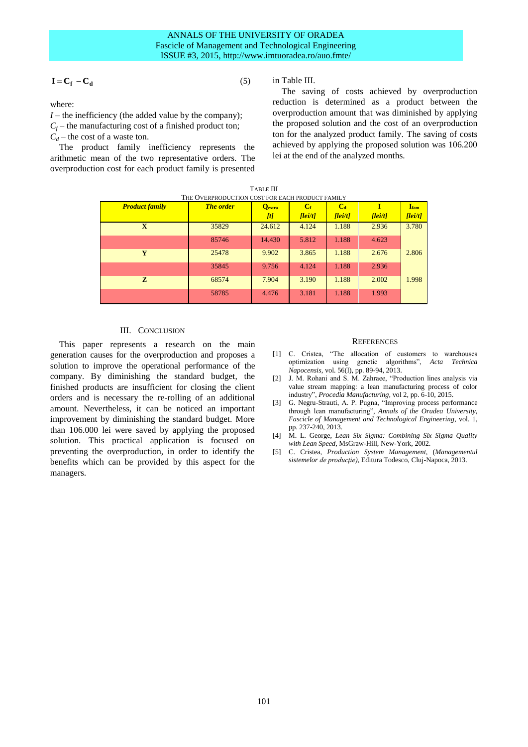$$\mathbf{I} = \mathbf{C_f} - \mathbf{C_d} \quad (5)$$

where:

$I$ – the inefficiency (the added value by the company);
$C_f$ – the manufacturing cost of a finished product ton;
$C_d$ – the cost of a waste ton.

The product family inefficiency represents the arithmetic mean of the two representative orders. The overproduction cost for each product family is presented in Table III.

The saving of costs achieved by overproduction reduction is determined as a product between the overproduction amount that was diminished by applying the proposed solution and the cost of an overproduction ton for the analyzed product family. The saving of costs achieved by applying the proposed solution was 106.200 lei at the end of the analyzed months.

TABLE III
THE OVERPRODUCTION COST FOR EACH PRODUCT FAMILY

| ***Product family*** | ***The order*** | $\mathbf{Q_{extra}}$ ***[t]*** | $\mathbf{C_f}$ ***[lei/t]*** | $\mathbf{C_d}$ ***[lei/t]*** | **I** ***[lei/t]*** | $\mathbf{I_{fam}}$ ***[lei/t]*** |
|---|---|---|---|---|---|---|
| **X** | 35829 | 24.612 | 4.124 | 1.188 | 2.936 | 3.780 |
| | 85746 | 14.430 | 5.812 | 1.188 | 4.623 | |
| **Y** | 25478 | 9.902 | 3.865 | 1.188 | 2.676 | 2.806 |
| | 35845 | 9.756 | 4.124 | 1.188 | 2.936 | |
| **Z** | 68574 | 7.904 | 3.190 | 1.188 | 2.002 | 1.998 |
| | 58785 | 4.476 | 3.181 | 1.188 | 1.993 | |

## III. CONCLUSION

This paper represents a research on the main generation causes for the overproduction and proposes a solution to improve the operational performance of the company. By diminishing the standard budget, the finished products are insufficient for closing the client orders and is necessary the re-rolling of an additional amount. Nevertheless, it can be noticed an important improvement by diminishing the standard budget. More than 106.000 lei were saved by applying the proposed solution. This practical application is focused on preventing the overproduction, in order to identify the benefits which can be provided by this aspect for the managers.

## REFERENCES

[1] C. Cristea, "The allocation of customers to warehouses optimization using genetic algorithms", *Acta Technica Napocensis*, vol. 56(I), pp. 89-94, 2013.

[2] J. M. Rohani and S. M. Zahraee, "Production lines analysis via value stream mapping: a lean manufacturing process of color industry", *Procedia Manufacturing*, vol 2, pp. 6-10, 2015.

[3] G. Negru-Strauti, A. P. Pugna, "Improving process performance through lean manufacturing", *Annals of the Oradea University, Fascicle of Management and Technological Engineering*, vol. 1, pp. 237-240, 2013.

[4] M. L. George, *Lean Six Sigma: Combining Six Sigma Quality with Lean Speed*, MsGraw-Hill, New-York, 2002.

[5] C. Cristea, *Production System Management*, (*Managementul sistemelor de producție)*, Editura Todesco, Cluj-Napoca, 2013.